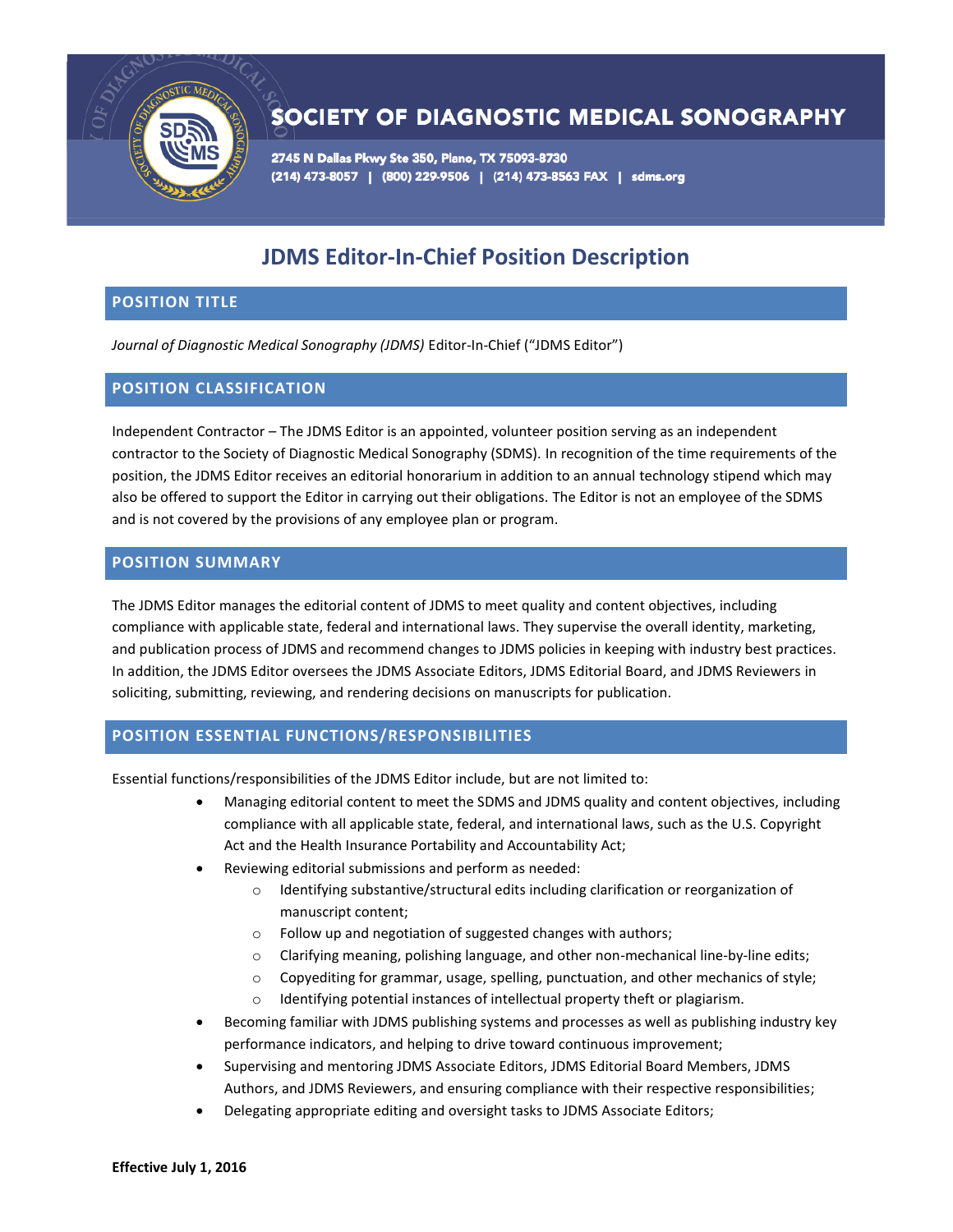# SOCIETY OF DIAGNOSTIC MEDICAL SONOGRAPHY

2745 N Dallas Pkwy Ste 350, Plano, TX 75093-8730
(214) 473-8057 | (800) 229-9506 | (214) 473-8563 FAX | sdms.org

## JDMS Editor-In-Chief Position Description

### POSITION TITLE

*Journal of Diagnostic Medical Sonography (JDMS)* Editor-In-Chief ("JDMS Editor")

### POSITION CLASSIFICATION

Independent Contractor – The JDMS Editor is an appointed, volunteer position serving as an independent contractor to the Society of Diagnostic Medical Sonography (SDMS). In recognition of the time requirements of the position, the JDMS Editor receives an editorial honorarium in addition to an annual technology stipend which may also be offered to support the Editor in carrying out their obligations. The Editor is not an employee of the SDMS and is not covered by the provisions of any employee plan or program.

### POSITION SUMMARY

The JDMS Editor manages the editorial content of JDMS to meet quality and content objectives, including compliance with applicable state, federal and international laws. They supervise the overall identity, marketing, and publication process of JDMS and recommend changes to JDMS policies in keeping with industry best practices. In addition, the JDMS Editor oversees the JDMS Associate Editors, JDMS Editorial Board, and JDMS Reviewers in soliciting, submitting, reviewing, and rendering decisions on manuscripts for publication.

### POSITION ESSENTIAL FUNCTIONS/RESPONSIBILITIES

Essential functions/responsibilities of the JDMS Editor include, but are not limited to:

- Managing editorial content to meet the SDMS and JDMS quality and content objectives, including compliance with all applicable state, federal, and international laws, such as the U.S. Copyright Act and the Health Insurance Portability and Accountability Act;
- Reviewing editorial submissions and perform as needed:
  - Identifying substantive/structural edits including clarification or reorganization of manuscript content;
  - Follow up and negotiation of suggested changes with authors;
  - Clarifying meaning, polishing language, and other non-mechanical line-by-line edits;
  - Copyediting for grammar, usage, spelling, punctuation, and other mechanics of style;
  - Identifying potential instances of intellectual property theft or plagiarism.
- Becoming familiar with JDMS publishing systems and processes as well as publishing industry key performance indicators, and helping to drive toward continuous improvement;
- Supervising and mentoring JDMS Associate Editors, JDMS Editorial Board Members, JDMS Authors, and JDMS Reviewers, and ensuring compliance with their respective responsibilities;
- Delegating appropriate editing and oversight tasks to JDMS Associate Editors;

**Effective July 1, 2016**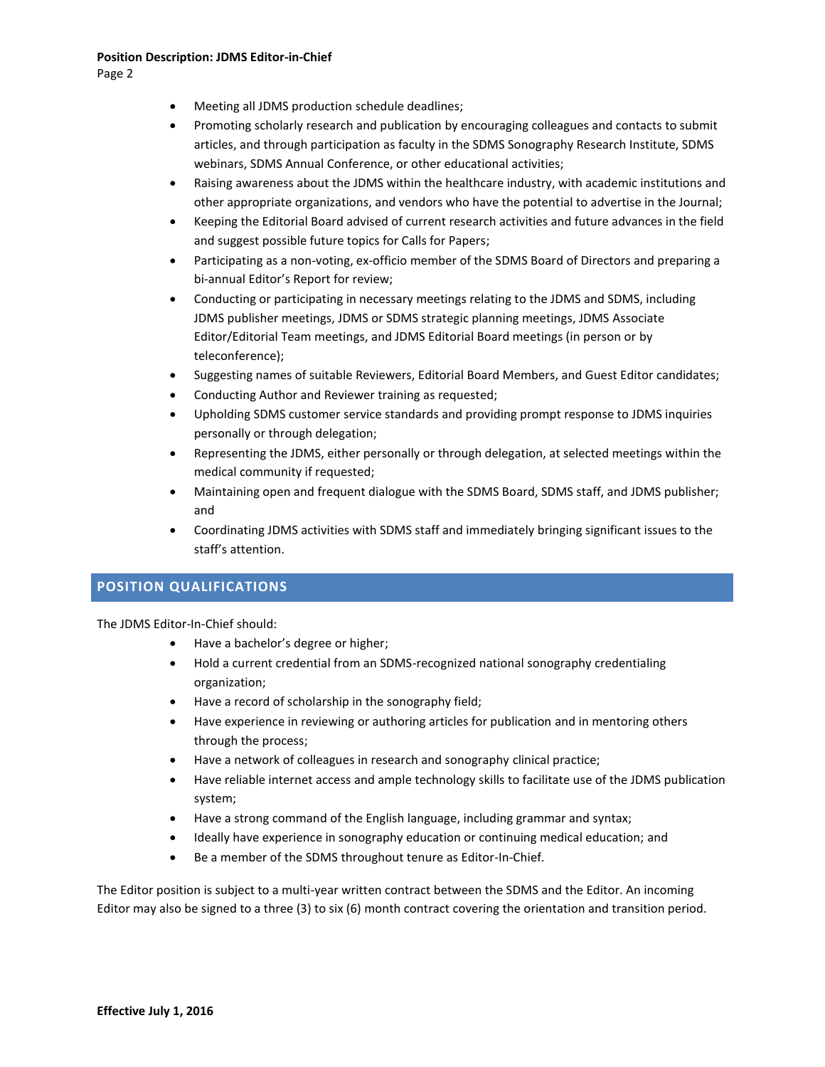- Meeting all JDMS production schedule deadlines;
- Promoting scholarly research and publication by encouraging colleagues and contacts to submit articles, and through participation as faculty in the SDMS Sonography Research Institute, SDMS webinars, SDMS Annual Conference, or other educational activities;
- Raising awareness about the JDMS within the healthcare industry, with academic institutions and other appropriate organizations, and vendors who have the potential to advertise in the Journal;
- Keeping the Editorial Board advised of current research activities and future advances in the field and suggest possible future topics for Calls for Papers;
- Participating as a non-voting, ex-officio member of the SDMS Board of Directors and preparing a bi-annual Editor's Report for review;
- Conducting or participating in necessary meetings relating to the JDMS and SDMS, including JDMS publisher meetings, JDMS or SDMS strategic planning meetings, JDMS Associate Editor/Editorial Team meetings, and JDMS Editorial Board meetings (in person or by teleconference);
- Suggesting names of suitable Reviewers, Editorial Board Members, and Guest Editor candidates;
- Conducting Author and Reviewer training as requested;
- Upholding SDMS customer service standards and providing prompt response to JDMS inquiries personally or through delegation;
- Representing the JDMS, either personally or through delegation, at selected meetings within the medical community if requested;
- Maintaining open and frequent dialogue with the SDMS Board, SDMS staff, and JDMS publisher; and
- Coordinating JDMS activities with SDMS staff and immediately bringing significant issues to the staff's attention.

## POSITION QUALIFICATIONS

The JDMS Editor-In-Chief should:

- Have a bachelor's degree or higher;
- Hold a current credential from an SDMS-recognized national sonography credentialing organization;
- Have a record of scholarship in the sonography field;
- Have experience in reviewing or authoring articles for publication and in mentoring others through the process;
- Have a network of colleagues in research and sonography clinical practice;
- Have reliable internet access and ample technology skills to facilitate use of the JDMS publication system;
- Have a strong command of the English language, including grammar and syntax;
- Ideally have experience in sonography education or continuing medical education; and
- Be a member of the SDMS throughout tenure as Editor-In-Chief.

The Editor position is subject to a multi-year written contract between the SDMS and the Editor. An incoming Editor may also be signed to a three (3) to six (6) month contract covering the orientation and transition period.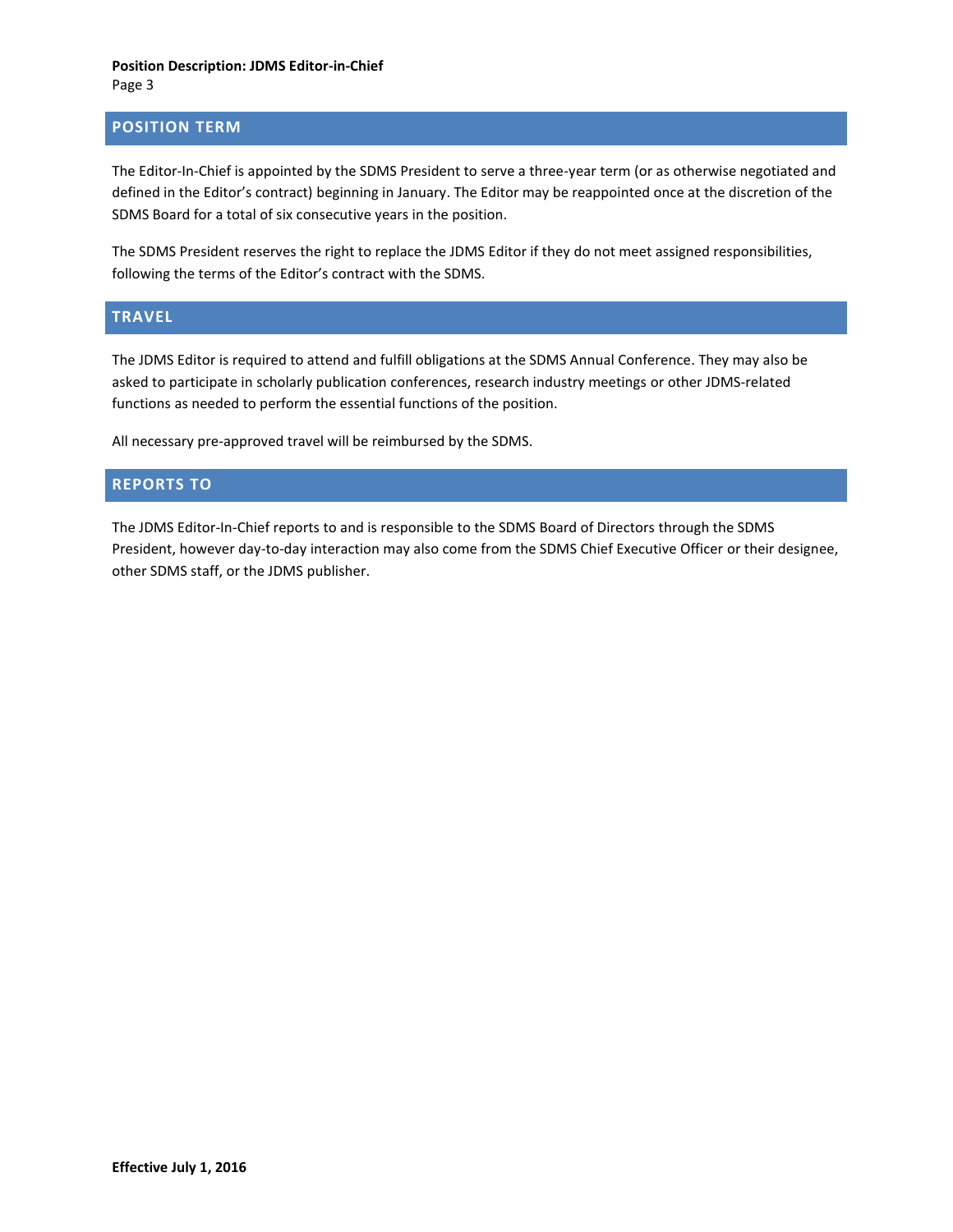## POSITION TERM

The Editor-In-Chief is appointed by the SDMS President to serve a three-year term (or as otherwise negotiated and defined in the Editor's contract) beginning in January. The Editor may be reappointed once at the discretion of the SDMS Board for a total of six consecutive years in the position.

The SDMS President reserves the right to replace the JDMS Editor if they do not meet assigned responsibilities, following the terms of the Editor's contract with the SDMS.

## TRAVEL

The JDMS Editor is required to attend and fulfill obligations at the SDMS Annual Conference. They may also be asked to participate in scholarly publication conferences, research industry meetings or other JDMS-related functions as needed to perform the essential functions of the position.

All necessary pre-approved travel will be reimbursed by the SDMS.

## REPORTS TO

The JDMS Editor-In-Chief reports to and is responsible to the SDMS Board of Directors through the SDMS President, however day-to-day interaction may also come from the SDMS Chief Executive Officer or their designee, other SDMS staff, or the JDMS publisher.